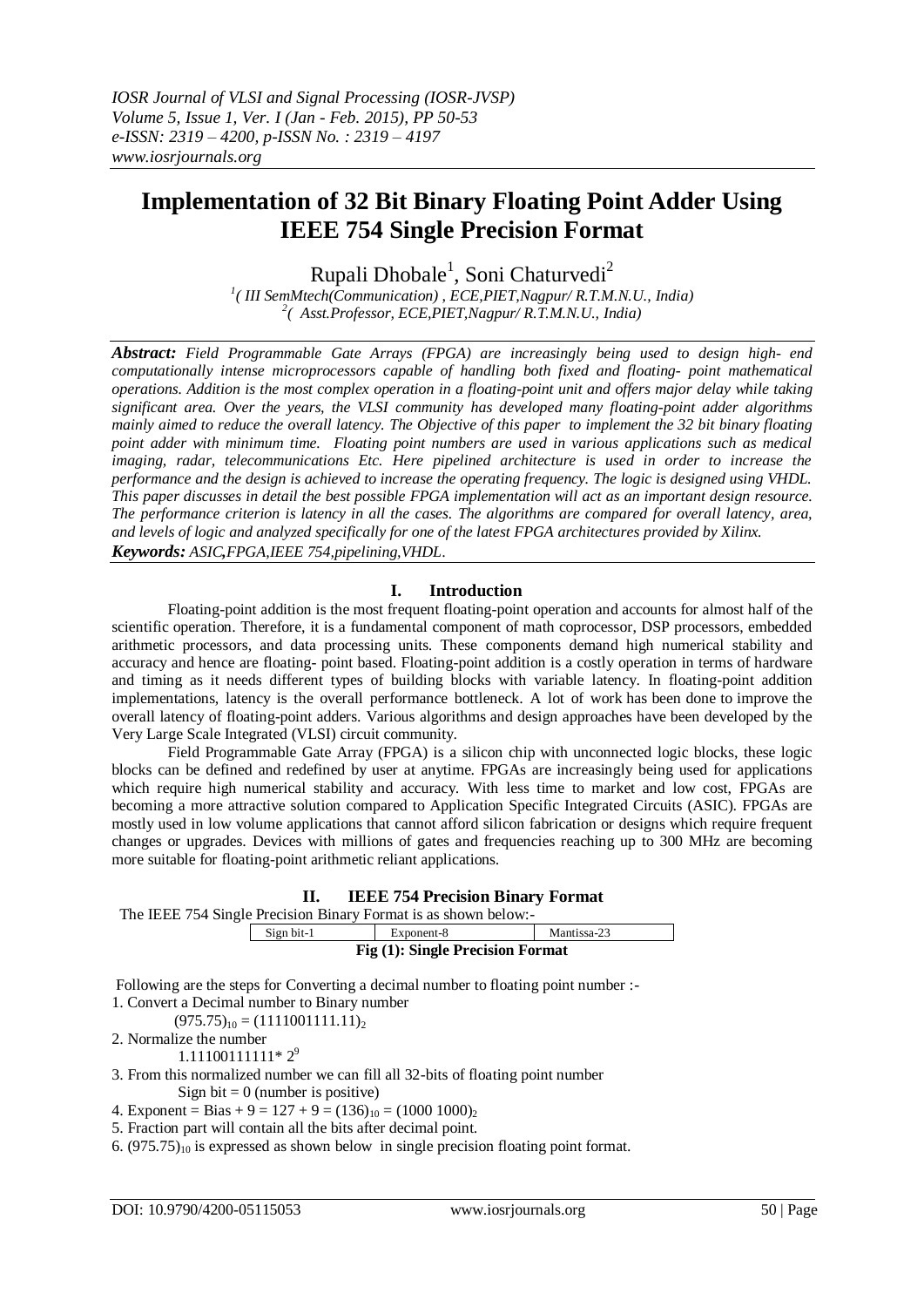# Implementation of 32 Bit Binary Floating Point Adder Using IEEE 754 Single Precision Format

Rupali Dhobale[1], Soni Chaturvedi[2]

[1]( III SemMtech(Communication) , ECE,PIET,Nagpur/ R.T.M.N.U., India)
[2]( Asst.Professor, ECE,PIET,Nagpur/ R.T.M.N.U., India)

***Abstract:*** *Field Programmable Gate Arrays (FPGA) are increasingly being used to design high- end computationally intense microprocessors capable of handling both fixed and floating- point mathematical operations. Addition is the most complex operation in a floating-point unit and offers major delay while taking significant area. Over the years, the VLSI community has developed many floating-point adder algorithms mainly aimed to reduce the overall latency. The Objective of this paper to implement the 32 bit binary floating point adder with minimum time. Floating point numbers are used in various applications such as medical imaging, radar, telecommunications Etc. Here pipelined architecture is used in order to increase the performance and the design is achieved to increase the operating frequency. The logic is designed using VHDL. This paper discusses in detail the best possible FPGA implementation will act as an important design resource. The performance criterion is latency in all the cases. The algorithms are compared for overall latency, area, and levels of logic and analyzed specifically for one of the latest FPGA architectures provided by Xilinx.*

***Keywords:*** *ASIC,FPGA,IEEE 754,pipelining,VHDL.*

## I. Introduction

Floating-point addition is the most frequent floating-point operation and accounts for almost half of the scientific operation. Therefore, it is a fundamental component of math coprocessor, DSP processors, embedded arithmetic processors, and data processing units. These components demand high numerical stability and accuracy and hence are floating- point based. Floating-point addition is a costly operation in terms of hardware and timing as it needs different types of building blocks with variable latency. In floating-point addition implementations, latency is the overall performance bottleneck. A lot of work has been done to improve the overall latency of floating-point adders. Various algorithms and design approaches have been developed by the Very Large Scale Integrated (VLSI) circuit community.

Field Programmable Gate Array (FPGA) is a silicon chip with unconnected logic blocks, these logic blocks can be defined and redefined by user at anytime. FPGAs are increasingly being used for applications which require high numerical stability and accuracy. With less time to market and low cost, FPGAs are becoming a more attractive solution compared to Application Specific Integrated Circuits (ASIC). FPGAs are mostly used in low volume applications that cannot afford silicon fabrication or designs which require frequent changes or upgrades. Devices with millions of gates and frequencies reaching up to 300 MHz are becoming more suitable for floating-point arithmetic reliant applications.

## II. IEEE 754 Precision Binary Format

The IEEE 754 Single Precision Binary Format is as shown below:-

| Sign bit-1 | Exponent-8 | Mantissa-23 |
|---|---|---|

**Fig (1): Single Precision Format**

Following are the steps for Converting a decimal number to floating point number :-

1. Convert a Decimal number to Binary number

   $(975.75)_{10} = (1111001111.11)_2$

2. Normalize the number

   $1.11100111111 * 2^9$

3. From this normalized number we can fill all 32-bits of floating point number

   Sign bit = 0 (number is positive)

4. Exponent = Bias + 9 = 127 + 9 = $(136)_{10} = (1000\ 1000)_2$
5. Fraction part will contain all the bits after decimal point.
6. $(975.75)_{10}$ is expressed as shown below in single precision floating point format.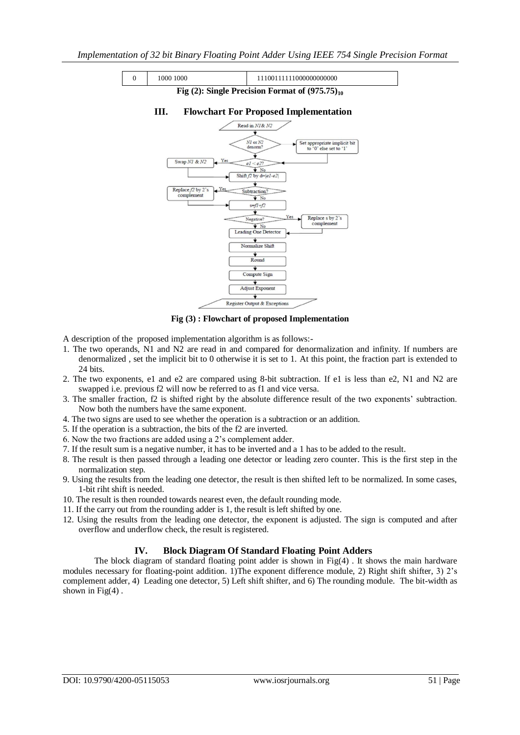| 0 | 1000 1000 | 11100111111000000000000 |
|---|---|---|

**Fig (2): Single Precision Format of $(975.75)_{10}$**

## III. Flowchart For Proposed Implementation

**Fig (3) : Flowchart of proposed Implementation**

A description of the proposed implementation algorithm is as follows:-

1. The two operands, N1 and N2 are read in and compared for denormalization and infinity. If numbers are denormalized , set the implicit bit to 0 otherwise it is set to 1. At this point, the fraction part is extended to 24 bits.
2. The two exponents, e1 and e2 are compared using 8-bit subtraction. If e1 is less than e2, N1 and N2 are swapped i.e. previous f2 will now be referred to as f1 and vice versa.
3. The smaller fraction, f2 is shifted right by the absolute difference result of the two exponents' subtraction. Now both the numbers have the same exponent.
4. The two signs are used to see whether the operation is a subtraction or an addition.
5. If the operation is a subtraction, the bits of the f2 are inverted.
6. Now the two fractions are added using a 2's complement adder.
7. If the result sum is a negative number, it has to be inverted and a 1 has to be added to the result.
8. The result is then passed through a leading one detector or leading zero counter. This is the first step in the normalization step.
9. Using the results from the leading one detector, the result is then shifted left to be normalized. In some cases, 1-bit riht shift is needed.
10. The result is then rounded towards nearest even, the default rounding mode.
11. If the carry out from the rounding adder is 1, the result is left shifted by one.
12. Using the results from the leading one detector, the exponent is adjusted. The sign is computed and after overflow and underflow check, the result is registered.

## IV. Block Diagram Of Standard Floating Point Adders

The block diagram of standard floating point adder is shown in Fig(4) . It shows the main hardware modules necessary for floating-point addition. 1)The exponent difference module, 2) Right shift shifter, 3) 2's complement adder, 4) Leading one detector, 5) Left shift shifter, and 6) The rounding module. The bit-width as shown in Fig(4) .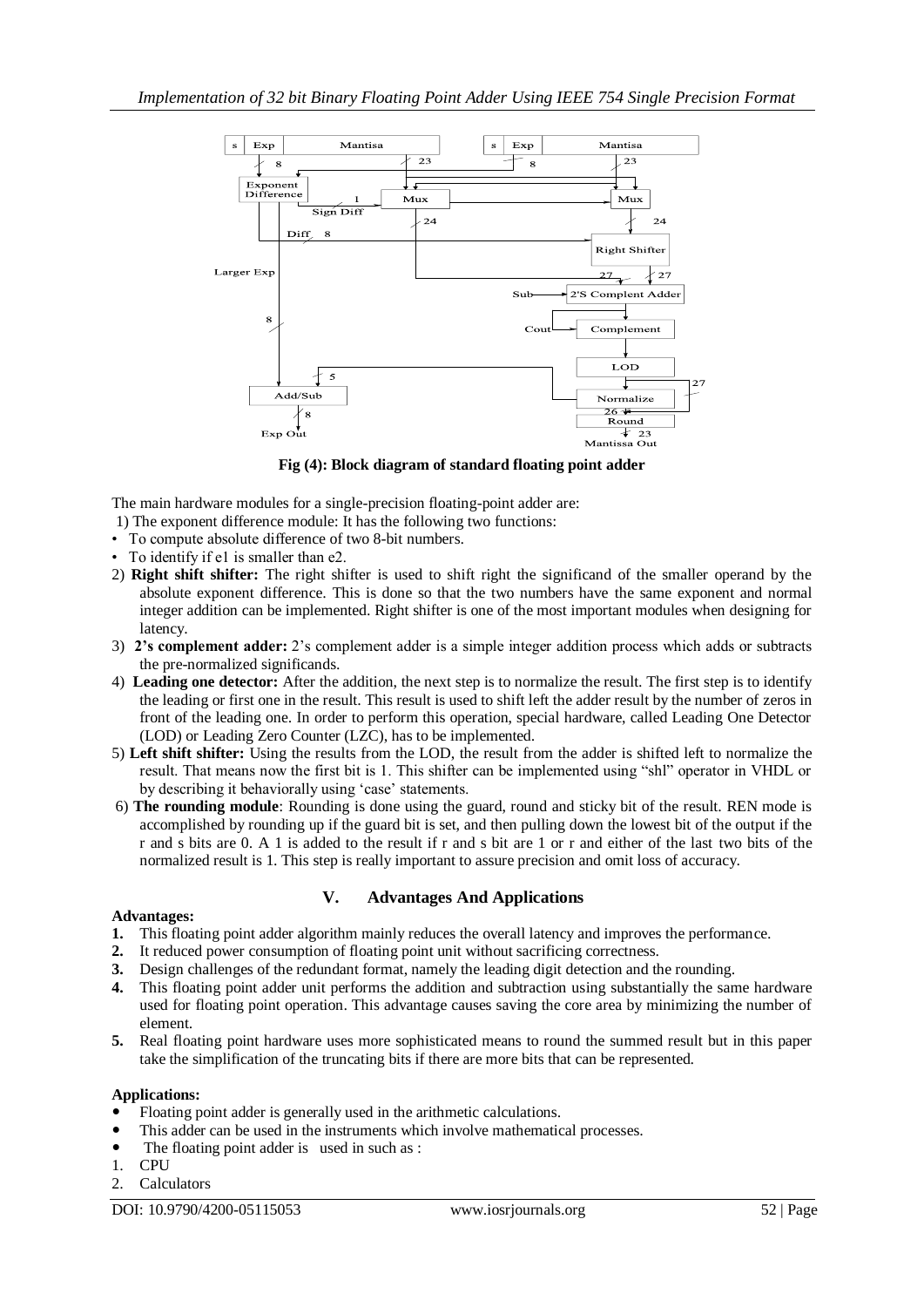Fig (4): Block diagram of standard floating point adder

The main hardware modules for a single-precision floating-point adder are:

1) The exponent difference module: It has the following two functions:

- To compute absolute difference of two 8-bit numbers.
- To identify if e1 is smaller than e2.

2) **Right shift shifter:** The right shifter is used to shift right the significand of the smaller operand by the absolute exponent difference. This is done so that the two numbers have the same exponent and normal integer addition can be implemented. Right shifter is one of the most important modules when designing for latency.

3) **2's complement adder:** 2's complement adder is a simple integer addition process which adds or subtracts the pre-normalized significands.

4) **Leading one detector:** After the addition, the next step is to normalize the result. The first step is to identify the leading or first one in the result. This result is used to shift left the adder result by the number of zeros in front of the leading one. In order to perform this operation, special hardware, called Leading One Detector (LOD) or Leading Zero Counter (LZC), has to be implemented.

5) **Left shift shifter:** Using the results from the LOD, the result from the adder is shifted left to normalize the result. That means now the first bit is 1. This shifter can be implemented using "shl" operator in VHDL or by describing it behaviorally using 'case' statements.

6) **The rounding module**: Rounding is done using the guard, round and sticky bit of the result. REN mode is accomplished by rounding up if the guard bit is set, and then pulling down the lowest bit of the output if the r and s bits are 0. A 1 is added to the result if r and s bit are 1 or r and either of the last two bits of the normalized result is 1. This step is really important to assure precision and omit loss of accuracy.

## V. Advantages And Applications

**Advantages:**

1. This floating point adder algorithm mainly reduces the overall latency and improves the performance.
2. It reduced power consumption of floating point unit without sacrificing correctness.
3. Design challenges of the redundant format, namely the leading digit detection and the rounding.
4. This floating point adder unit performs the addition and subtraction using substantially the same hardware used for floating point operation. This advantage causes saving the core area by minimizing the number of element.
5. Real floating point hardware uses more sophisticated means to round the summed result but in this paper take the simplification of the truncating bits if there are more bits that can be represented.

**Applications:**

- Floating point adder is generally used in the arithmetic calculations.
- This adder can be used in the instruments which involve mathematical processes.
- The floating point adder is used in such as :

1. CPU
2. Calculators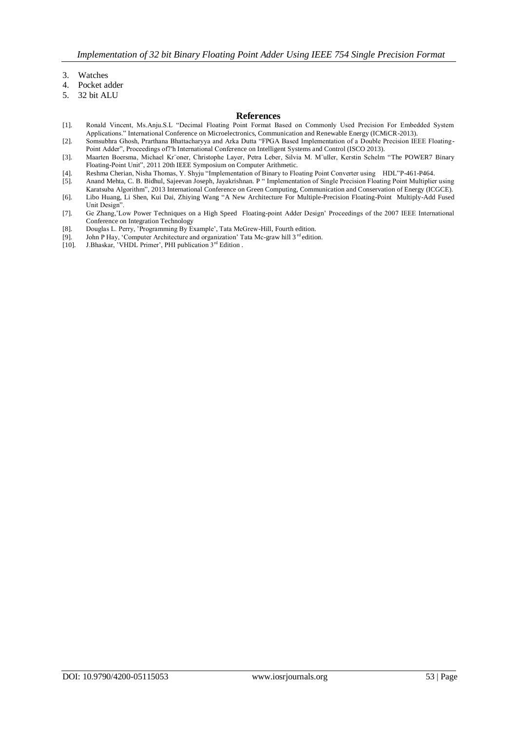3. Watches
4. Pocket adder
5. 32 bit ALU

## References

[1]. Ronald Vincent, Ms.Anju.S.L "Decimal Floating Point Format Based on Commonly Used Precision For Embedded System Applications." International Conference on Microelectronics, Communication and Renewable Energy (ICMiCR-2013).

[2]. Somsubhra Ghosh, Prarthana Bhattacharyya and Arka Dutta "FPGA Based Implementation of a Double Precision IEEE Floating-Point Adder", Proceedings of7'h International Conference on Intelligent Systems and Control (ISCO 2013).

[3]. Maarten Boersma, Michael Kr¨oner, Christophe Layer, Petra Leber, Silvia M. M¨uller, Kerstin Schelm "The POWER7 Binary Floating-Point Unit", 2011 20th IEEE Symposium on Computer Arithmetic.

[4]. Reshma Cherian, Nisha Thomas, Y. Shyju "Implementation of Binary to Floating Point Converter using HDL"P-461-P464.

[5]. Anand Mehta, C. B. Bidhul, Sajeevan Joseph, Jayakrishnan. P " Implementation of Single Precision Floating Point Multiplier using Karatsuba Algorithm", 2013 International Conference on Green Computing, Communication and Conservation of Energy (ICGCE).

[6]. Libo Huang, Li Shen, Kui Dai, Zhiying Wang "A New Architecture For Multiple-Precision Floating-Point Multiply-Add Fused Unit Design".

[7]. Ge Zhang,'Low Power Techniques on a High Speed Floating-point Adder Design' Proceedings of the 2007 IEEE International Conference on Integration Technology

[8]. Douglas L. Perry, 'Programming By Example', Tata McGrew-Hill, Fourth edition.

[9]. John P Hay, 'Computer Architecture and organization' Tata Mc-graw hill 3rd edition.

[10]. J.Bhaskar, 'VHDL Primer', PHI publication 3rd Edition .